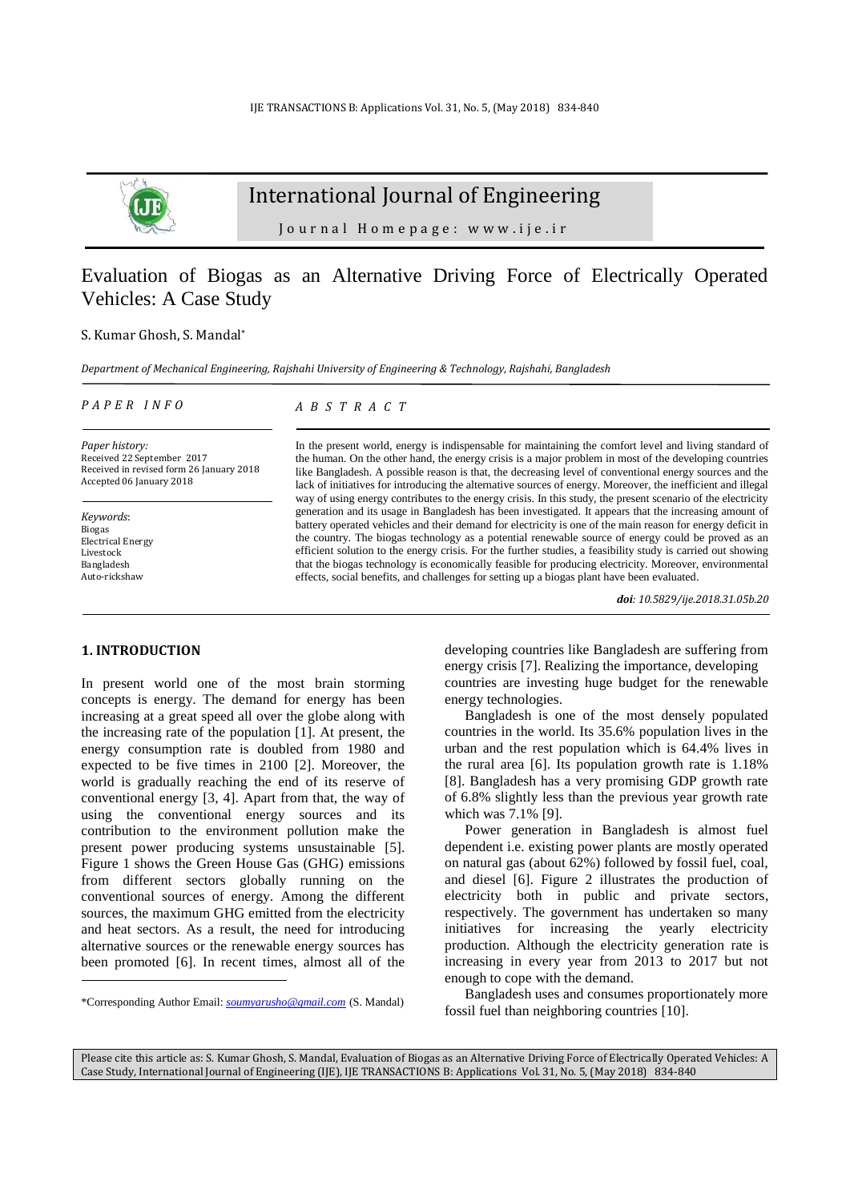# International Journal of Engineering

Journal Homepage: www.ije.ir

## Evaluation of Biogas as an Alternative Driving Force of Electrically Operated Vehicles: A Case Study

S. Kumar Ghosh, S. Mandal*

*Department of Mechanical Engineering, Rajshahi University of Engineering & Technology, Rajshahi, Bangladesh*

*PAPER INFO*

*Paper history:*
Received 22 September 2017
Received in revised form 26 January 2018
Accepted 06 January 2018

*Keywords*:
Biogas
Electrical Energy
Livestock
Bangladesh
Auto-rickshaw

*ABSTRACT*

In the present world, energy is indispensable for maintaining the comfort level and living standard of the human. On the other hand, the energy crisis is a major problem in most of the developing countries like Bangladesh. A possible reason is that, the decreasing level of conventional energy sources and the lack of initiatives for introducing the alternative sources of energy. Moreover, the inefficient and illegal way of using energy contributes to the energy crisis. In this study, the present scenario of the electricity generation and its usage in Bangladesh has been investigated. It appears that the increasing amount of battery operated vehicles and their demand for electricity is one of the main reason for energy deficit in the country. The biogas technology as a potential renewable source of energy could be proved as an efficient solution to the energy crisis. For the further studies, a feasibility study is carried out showing that the biogas technology is economically feasible for producing electricity. Moreover, environmental effects, social benefits, and challenges for setting up a biogas plant have been evaluated.

***doi**: 10.5829/ije.2018.31.05b.20*

## 1. INTRODUCTION

In present world one of the most brain storming concepts is energy. The demand for energy has been increasing at a great speed all over the globe along with the increasing rate of the population [1]. At present, the energy consumption rate is doubled from 1980 and expected to be five times in 2100 [2]. Moreover, the world is gradually reaching the end of its reserve of conventional energy [3, 4]. Apart from that, the way of using the conventional energy sources and its contribution to the environment pollution make the present power producing systems unsustainable [5]. Figure 1 shows the Green House Gas (GHG) emissions from different sectors globally running on the conventional sources of energy. Among the different sources, the maximum GHG emitted from the electricity and heat sectors. As a result, the need for introducing alternative sources or the renewable energy sources has been promoted [6]. In recent times, almost all of the developing countries like Bangladesh are suffering from energy crisis [7]. Realizing the importance, developing countries are investing huge budget for the renewable energy technologies.

Bangladesh is one of the most densely populated countries in the world. Its 35.6% population lives in the urban and the rest population which is 64.4% lives in the rural area [6]. Its population growth rate is 1.18% [8]. Bangladesh has a very promising GDP growth rate of 6.8% slightly less than the previous year growth rate which was 7.1% [9].

Power generation in Bangladesh is almost fuel dependent i.e. existing power plants are mostly operated on natural gas (about 62%) followed by fossil fuel, coal, and diesel [6]. Figure 2 illustrates the production of electricity both in public and private sectors, respectively. The government has undertaken so many initiatives for increasing the yearly electricity production. Although the electricity generation rate is increasing in every year from 2013 to 2017 but not enough to cope with the demand.

Bangladesh uses and consumes proportionately more fossil fuel than neighboring countries [10].

*Corresponding Author Email: soumyarusho@gmail.com (S. Mandal)

Please cite this article as: S. Kumar Ghosh, S. Mandal, Evaluation of Biogas as an Alternative Driving Force of Electrically Operated Vehicles: A Case Study, International Journal of Engineering (IJE), IJE TRANSACTIONS B: Applications Vol. 31, No. 5, (May 2018) 834-840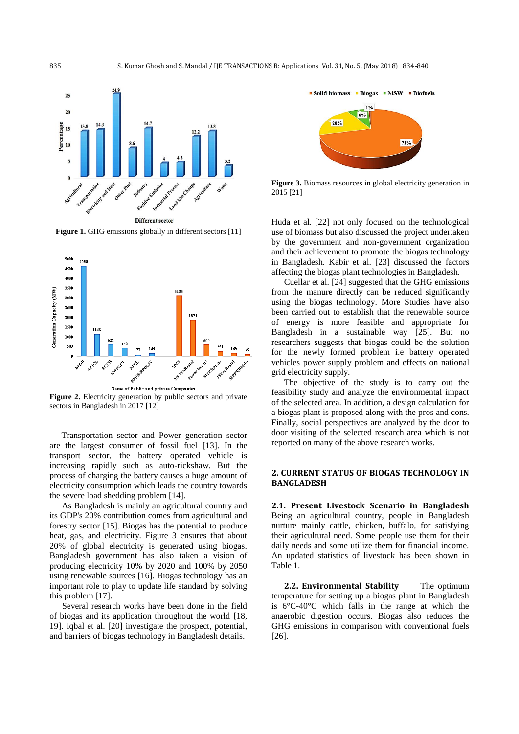**Figure 1.** GHG emissions globally in different sectors [11]

**Figure 2.** Electricity generation by public sectors and private sectors in Bangladesh in 2017 [12]

Transportation sector and Power generation sector are the largest consumer of fossil fuel [13]. In the transport sector, the battery operated vehicle is increasing rapidly such as auto-rickshaw. But the process of charging the battery causes a huge amount of electricity consumption which leads the country towards the severe load shedding problem [14].

As Bangladesh is mainly an agricultural country and its GDP's 20% contribution comes from agricultural and forestry sector [15]. Biogas has the potential to produce heat, gas, and electricity. Figure 3 ensures that about 20% of global electricity is generated using biogas. Bangladesh government has also taken a vision of producing electricity 10% by 2020 and 100% by 2050 using renewable sources [16]. Biogas technology has an important role to play to update life standard by solving this problem [17].

Several research works have been done in the field of biogas and its application throughout the world [18, 19]. Iqbal et al. [20] investigate the prospect, potential, and barriers of biogas technology in Bangladesh details.

**Figure 3.** Biomass resources in global electricity generation in 2015 [21]

Huda et al. [22] not only focused on the technological use of biomass but also discussed the project undertaken by the government and non-government organization and their achievement to promote the biogas technology in Bangladesh. Kabir et al. [23] discussed the factors affecting the biogas plant technologies in Bangladesh.

Cuellar et al. [24] suggested that the GHG emissions from the manure directly can be reduced significantly using the biogas technology. More Studies have also been carried out to establish that the renewable source of energy is more feasible and appropriate for Bangladesh in a sustainable way [25]. But no researchers suggests that biogas could be the solution for the newly formed problem i.e battery operated vehicles power supply problem and effects on national grid electricity supply.

The objective of the study is to carry out the feasibility study and analyze the environmental impact of the selected area. In addition, a design calculation for a biogas plant is proposed along with the pros and cons. Finally, social perspectives are analyzed by the door to door visiting of the selected research area which is not reported on many of the above research works.

## 2. CURRENT STATUS OF BIOGAS TECHNOLOGY IN BANGLADESH

### 2.1. Present Livestock Scenario in Bangladesh

Being an agricultural country, people in Bangladesh nurture mainly cattle, chicken, buffalo, for satisfying their agricultural need. Some people use them for their daily needs and some utilize them for financial income. An updated statistics of livestock has been shown in Table 1.

**2.2. Environmental Stability** The optimum temperature for setting up a biogas plant in Bangladesh is 6°C-40°C which falls in the range at which the anaerobic digestion occurs. Biogas also reduces the GHG emissions in comparison with conventional fuels [26].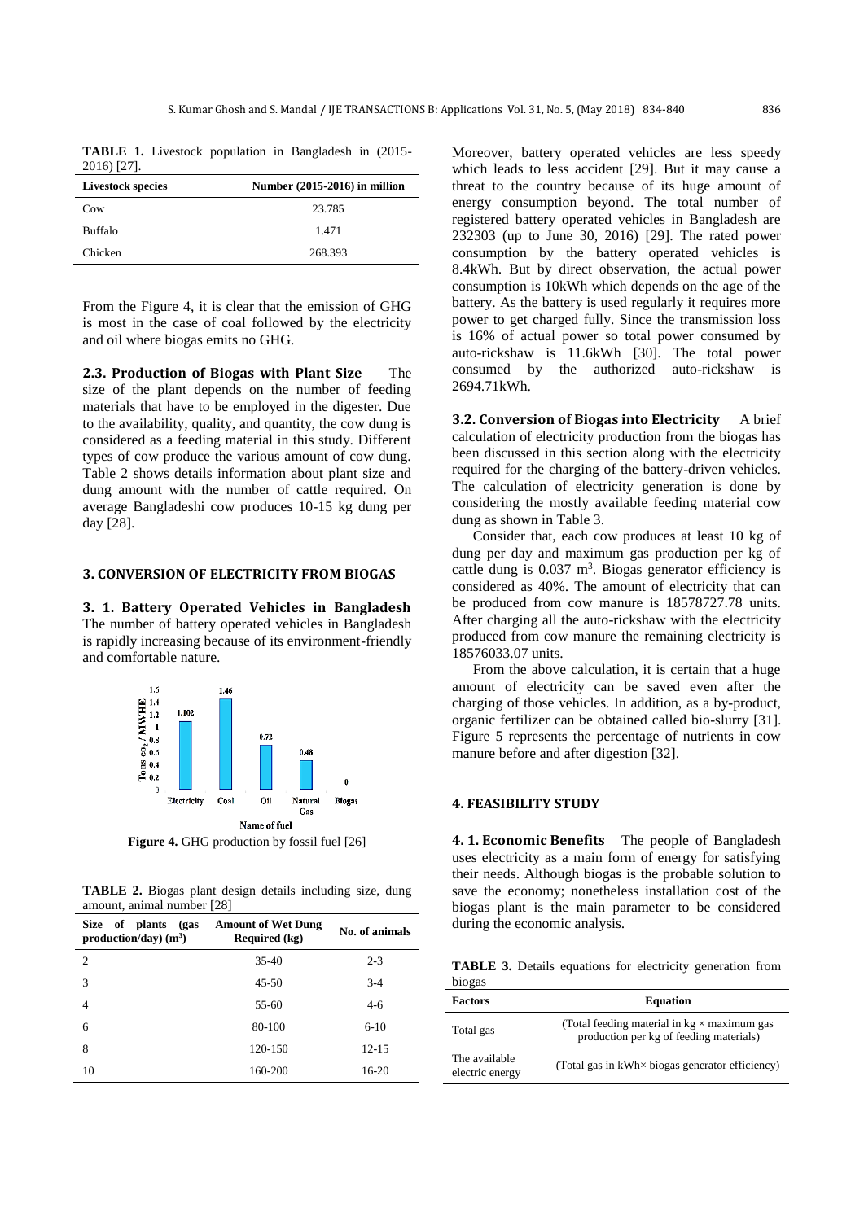**TABLE 1.** Livestock population in Bangladesh in (2015-2016) [27].

| Livestock species | Number (2015-2016) in million |
| --- | --- |
| Cow | 23.785 |
| Buffalo | 1.471 |
| Chicken | 268.393 |

From the Figure 4, it is clear that the emission of GHG is most in the case of coal followed by the electricity and oil where biogas emits no GHG.

**2.3. Production of Biogas with Plant Size** The size of the plant depends on the number of feeding materials that have to be employed in the digester. Due to the availability, quality, and quantity, the cow dung is considered as a feeding material in this study. Different types of cow produce the various amount of cow dung. Table 2 shows details information about plant size and dung amount with the number of cattle required. On average Bangladeshi cow produces 10-15 kg dung per day [28].

## 3. CONVERSION OF ELECTRICITY FROM BIOGAS

**3. 1. Battery Operated Vehicles in Bangladesh** The number of battery operated vehicles in Bangladesh is rapidly increasing because of its environment-friendly and comfortable nature.

**Figure 4.** GHG production by fossil fuel [26]

**TABLE 2.** Biogas plant design details including size, dung amount, animal number [28]

| Size of plants (gas production/day) ($m^3$) | Amount of Wet Dung Required (kg) | No. of animals |
| --- | --- | --- |
| 2 | 35-40 | 2-3 |
| 3 | 45-50 | 3-4 |
| 4 | 55-60 | 4-6 |
| 6 | 80-100 | 6-10 |
| 8 | 120-150 | 12-15 |
| 10 | 160-200 | 16-20 |

Moreover, battery operated vehicles are less speedy which leads to less accident [29]. But it may cause a threat to the country because of its huge amount of energy consumption beyond. The total number of registered battery operated vehicles in Bangladesh are 232303 (up to June 30, 2016) [29]. The rated power consumption by the battery operated vehicles is 8.4kWh. But by direct observation, the actual power consumption is 10kWh which depends on the age of the battery. As the battery is used regularly it requires more power to get charged fully. Since the transmission loss is 16% of actual power so total power consumed by auto-rickshaw is 11.6kWh [30]. The total power consumed by the authorized auto-rickshaw is 2694.71kWh.

**3.2. Conversion of Biogas into Electricity** A brief calculation of electricity production from the biogas has been discussed in this section along with the electricity required for the charging of the battery-driven vehicles. The calculation of electricity generation is done by considering the mostly available feeding material cow dung as shown in Table 3.

Consider that, each cow produces at least 10 kg of dung per day and maximum gas production per kg of cattle dung is 0.037 $m^3$. Biogas generator efficiency is considered as 40%. The amount of electricity that can be produced from cow manure is 18578727.78 units. After charging all the auto-rickshaw with the electricity produced from cow manure the remaining electricity is 18576033.07 units.

From the above calculation, it is certain that a huge amount of electricity can be saved even after the charging of those vehicles. In addition, as a by-product, organic fertilizer can be obtained called bio-slurry [31]. Figure 5 represents the percentage of nutrients in cow manure before and after digestion [32].

## 4. FEASIBILITY STUDY

**4. 1. Economic Benefits** The people of Bangladesh uses electricity as a main form of energy for satisfying their needs. Although biogas is the probable solution to save the economy; nonetheless installation cost of the biogas plant is the main parameter to be considered during the economic analysis.

**TABLE 3.** Details equations for electricity generation from biogas

| Factors | Equation |
| --- | --- |
| Total gas | (Total feeding material in kg × maximum gas production per kg of feeding materials) |
| The available electric energy | (Total gas in kWh× biogas generator efficiency) |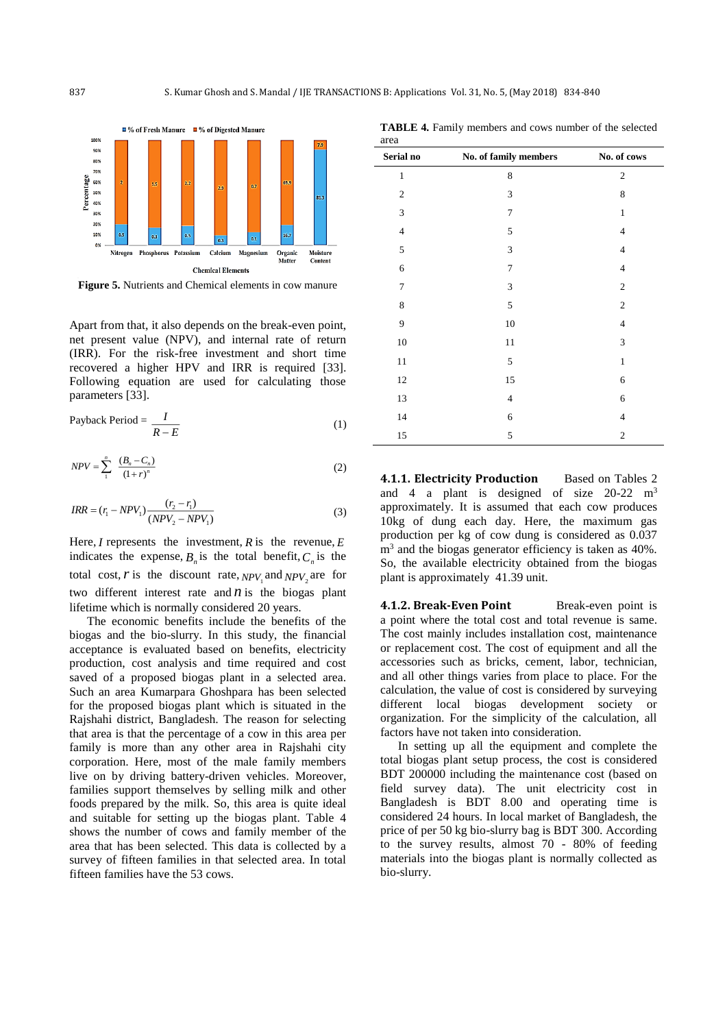Figure 5. Nutrients and Chemical elements in cow manure

Apart from that, it also depends on the break-even point, net present value (NPV), and internal rate of return (IRR). For the risk-free investment and short time recovered a higher HPV and IRR is required [33]. Following equation are used for calculating those parameters [33].

$$\text{Payback Period} = \frac{I}{R-E} \tag{1}$$

$$NPV = \sum_{1}^{n} \frac{(B_n - C_n)}{(1+r)^n} \tag{2}$$

$$IRR = (r_1 - NPV_1)\frac{(r_2 - r_1)}{(NPV_2 - NPV_1)} \tag{3}$$

Here, $I$ represents the investment, $R$ is the revenue, $E$ indicates the expense, $B_n$ is the total benefit, $C_n$ is the total cost, $r$ is the discount rate, $NPV_1$ and $NPV_2$ are for two different interest rate and $n$ is the biogas plant lifetime which is normally considered 20 years.

The economic benefits include the benefits of the biogas and the bio-slurry. In this study, the financial acceptance is evaluated based on benefits, electricity production, cost analysis and time required and cost saved of a proposed biogas plant in a selected area. Such an area Kumarpara Ghoshpara has been selected for the proposed biogas plant which is situated in the Rajshahi district, Bangladesh. The reason for selecting that area is that the percentage of a cow in this area per family is more than any other area in Rajshahi city corporation. Here, most of the male family members live on by driving battery-driven vehicles. Moreover, families support themselves by selling milk and other foods prepared by the milk. So, this area is quite ideal and suitable for setting up the biogas plant. Table 4 shows the number of cows and family member of the area that has been selected. This data is collected by a survey of fifteen families in that selected area. In total fifteen families have the 53 cows.

**TABLE 4.** Family members and cows number of the selected area

| Serial no | No. of family members | No. of cows |
|---|---|---|
| 1 | 8 | 2 |
| 2 | 3 | 8 |
| 3 | 7 | 1 |
| 4 | 5 | 4 |
| 5 | 3 | 4 |
| 6 | 7 | 4 |
| 7 | 3 | 2 |
| 8 | 5 | 2 |
| 9 | 10 | 4 |
| 10 | 11 | 3 |
| 11 | 5 | 1 |
| 12 | 15 | 6 |
| 13 | 4 | 6 |
| 14 | 6 | 4 |
| 15 | 5 | 2 |

**4.1.1. Electricity Production** Based on Tables 2 and 4 a plant is designed of size 20-22 $m^3$ approximately. It is assumed that each cow produces 10kg of dung each day. Here, the maximum gas production per kg of cow dung is considered as 0.037 $m^3$ and the biogas generator efficiency is taken as 40%. So, the available electricity obtained from the biogas plant is approximately 41.39 unit.

**4.1.2. Break-Even Point** Break-even point is a point where the total cost and total revenue is same. The cost mainly includes installation cost, maintenance or replacement cost. The cost of equipment and all the accessories such as bricks, cement, labor, technician, and all other things varies from place to place. For the calculation, the value of cost is considered by surveying different local biogas development society or organization. For the simplicity of the calculation, all factors have not taken into consideration.

In setting up all the equipment and complete the total biogas plant setup process, the cost is considered BDT 200000 including the maintenance cost (based on field survey data). The unit electricity cost in Bangladesh is BDT 8.00 and operating time is considered 24 hours. In local market of Bangladesh, the price of per 50 kg bio-slurry bag is BDT 300. According to the survey results, almost 70 - 80% of feeding materials into the biogas plant is normally collected as bio-slurry.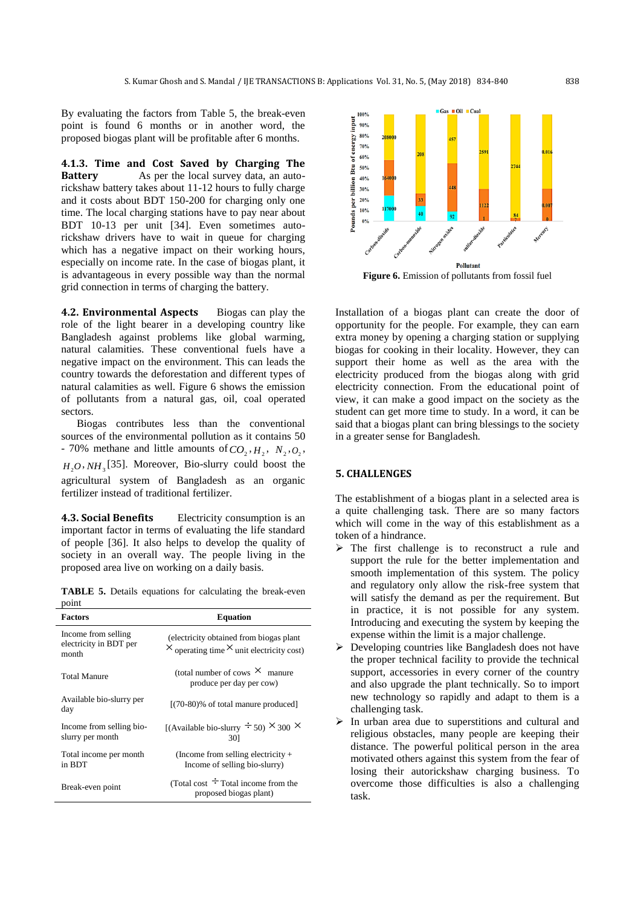By evaluating the factors from Table 5, the break-even point is found 6 months or in another word, the proposed biogas plant will be profitable after 6 months.

#### 4.1.3. Time and Cost Saved by Charging The Battery

As per the local survey data, an auto-rickshaw battery takes about 11-12 hours to fully charge and it costs about BDT 150-200 for charging only one time. The local charging stations have to pay near about BDT 10-13 per unit [34]. Even sometimes auto-rickshaw drivers have to wait in queue for charging which has a negative impact on their working hours, especially on income rate. In the case of biogas plant, it is advantageous in every possible way than the normal grid connection in terms of charging the battery.

### 4.2. Environmental Aspects

Biogas can play the role of the light bearer in a developing country like Bangladesh against problems like global warming, natural calamities. These conventional fuels have a negative impact on the environment. This can leads the country towards the deforestation and different types of natural calamities as well. Figure 6 shows the emission of pollutants from a natural gas, oil, coal operated sectors.

Biogas contributes less than the conventional sources of the environmental pollution as it contains 50 - 70% methane and little amounts of $CO_2$, $H_2$, $N_2$, $O_2$, $H_2O$, $NH_3$ [35]. Moreover, Bio-slurry could boost the agricultural system of Bangladesh as an organic fertilizer instead of traditional fertilizer.

### 4.3. Social Benefits

Electricity consumption is an important factor in terms of evaluating the life standard of people [36]. It also helps to develop the quality of society in an overall way. The people living in the proposed area live on working on a daily basis.

**TABLE 5.** Details equations for calculating the break-even point

| Factors | Equation |
|---|---|
| Income from selling electricity in BDT per month | (electricity obtained from biogas plant $\times$ operating time $\times$ unit electricity cost) |
| Total Manure | (total number of cows $\times$ manure produce per day per cow) |
| Available bio-slurry per day | [(70-80)% of total manure produced] |
| Income from selling bio-slurry per month | [(Available bio-slurry $\div$ 50) $\times$ 300 $\times$ 30] |
| Total income per month in BDT | (Income from selling electricity + Income of selling bio-slurry) |
| Break-even point | (Total cost $\div$ Total income from the proposed biogas plant) |

**Figure 6.** Emission of pollutants from fossil fuel

Installation of a biogas plant can create the door of opportunity for the people. For example, they can earn extra money by opening a charging station or supplying biogas for cooking in their locality. However, they can support their home as well as the area with the electricity produced from the biogas along with grid electricity connection. From the educational point of view, it can make a good impact on the society as the student can get more time to study. In a word, it can be said that a biogas plant can bring blessings to the society in a greater sense for Bangladesh.

## 5. CHALLENGES

The establishment of a biogas plant in a selected area is a quite challenging task. There are so many factors which will come in the way of this establishment as a token of a hindrance.

- The first challenge is to reconstruct a rule and support the rule for the better implementation and smooth implementation of this system. The policy and regulatory only allow the risk-free system that will satisfy the demand as per the requirement. But in practice, it is not possible for any system. Introducing and executing the system by keeping the expense within the limit is a major challenge.
- Developing countries like Bangladesh does not have the proper technical facility to provide the technical support, accessories in every corner of the country and also upgrade the plant technically. So to import new technology so rapidly and adapt to them is a challenging task.
- In urban area due to superstitions and cultural and religious obstacles, many people are keeping their distance. The powerful political person in the area motivated others against this system from the fear of losing their autorickshaw charging business. To overcome those difficulties is also a challenging task.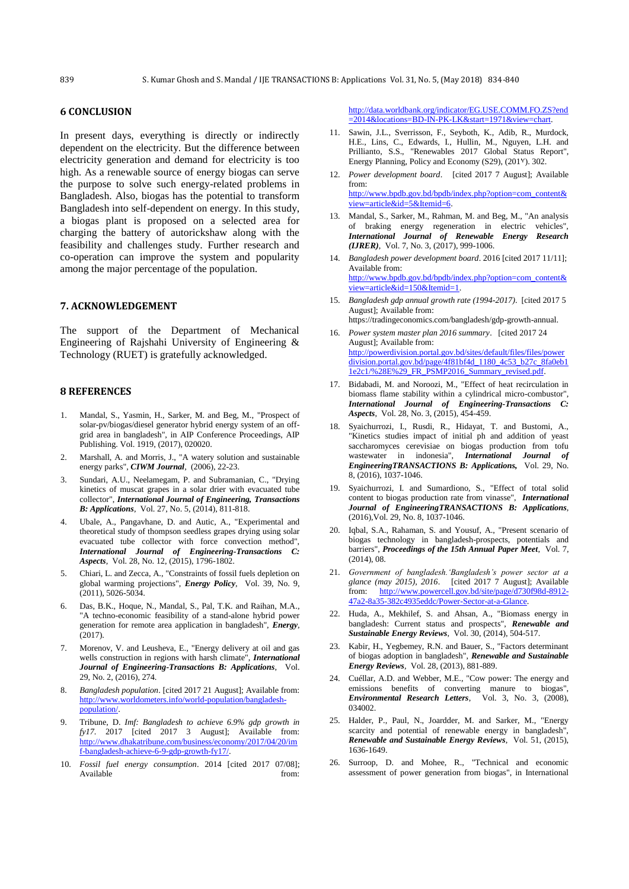## 6 CONCLUSION

In present days, everything is directly or indirectly dependent on the electricity. But the difference between electricity generation and demand for electricity is too high. As a renewable source of energy biogas can serve the purpose to solve such energy-related problems in Bangladesh. Also, biogas has the potential to transform Bangladesh into self-dependent on energy. In this study, a biogas plant is proposed on a selected area for charging the battery of autorickshaw along with the feasibility and challenges study. Further research and co-operation can improve the system and popularity among the major percentage of the population.

## 7. ACKNOWLEDGEMENT

The support of the Department of Mechanical Engineering of Rajshahi University of Engineering & Technology (RUET) is gratefully acknowledged.

## 8 REFERENCES

1. Mandal, S., Yasmin, H., Sarker, M. and Beg, M., "Prospect of solar-pv/biogas/diesel generator hybrid energy system of an off-grid area in bangladesh", in AIP Conference Proceedings, AIP Publishing. Vol. 1919, (2017), 020020.
2. Marshall, A. and Morris, J., "A watery solution and sustainable energy parks", ***CIWM Journal***, (2006), 22-23.
3. Sundari, A.U., Neelamegam, P. and Subramanian, C., "Drying kinetics of muscat grapes in a solar drier with evacuated tube collector", ***International Journal of Engineering, Transactions B: Applications***, Vol. 27, No. 5, (2014), 811-818.
4. Ubale, A., Pangavhane, D. and Autic, A., "Experimental and theoretical study of thompson seedless grapes drying using solar evacuated tube collector with force convection method", ***International Journal of Engineering-Transactions C: Aspects***, Vol. 28, No. 12, (2015), 1796-1802.
5. Chiari, L. and Zecca, A., "Constraints of fossil fuels depletion on global warming projections", ***Energy Policy***, Vol. 39, No. 9, (2011), 5026-5034.
6. Das, B.K., Hoque, N., Mandal, S., Pal, T.K. and Raihan, M.A., "A techno-economic feasibility of a stand-alone hybrid power generation for remote area application in bangladesh", ***Energy***, (2017).
7. Morenov, V. and Leusheva, E., "Energy delivery at oil and gas wells construction in regions with harsh climate", ***International Journal of Engineering-Transactions B: Applications***, Vol. 29, No. 2, (2016), 274.
8. *Bangladesh population*. [cited 2017 21 August]; Available from: http://www.worldometers.info/world-population/bangladesh-population/.
9. Tribune, D. *Imf: Bangladesh to achieve 6.9% gdp growth in fy17*. 2017 [cited 2017 3 August]; Available from: http://www.dhakatribune.com/business/economy/2017/04/20/imf-bangladesh-achieve-6-9-gdp-growth-fy17/.
10. *Fossil fuel energy consumption*. 2014 [cited 2017 07/08]; Available from: http://data.worldbank.org/indicator/EG.USE.COMM.FO.ZS?end=2014&locations=BD-IN-PK-LK&start=1971&view=chart.
11. Sawin, J.L., Sverrisson, F., Seyboth, K., Adib, R., Murdock, H.E., Lins, C., Edwards, I., Hullin, M., Nguyen, L.H. and Prillianto, S.S., "Renewables 2017 Global Status Report", Energy Planning, Policy and Economy (S29), (201Y). 302.
12. *Power development board*. [cited 2017 7 August]; Available from: http://www.bpdb.gov.bd/bpdb/index.php?option=com_content&view=article&id=5&Itemid=6.
13. Mandal, S., Sarker, M., Rahman, M. and Beg, M., "An analysis of braking energy regeneration in electric vehicles", ***International Journal of Renewable Energy Research (IJRER)***, Vol. 7, No. 3, (2017), 999-1006.
14. *Bangladesh power development board*. 2016 [cited 2017 11/11]; Available from: http://www.bpdb.gov.bd/bpdb/index.php?option=com_content&view=article&id=150&Itemid=1.
15. *Bangladesh gdp annual growth rate (1994-2017)*. [cited 2017 5 August]; Available from: https://tradingeconomics.com/bangladesh/gdp-growth-annual.
16. *Power system master plan 2016 summary*. [cited 2017 24 August]; Available from: http://powerdivision.portal.gov.bd/sites/default/files/files/powerdivision.portal.gov.bd/page/4f81bf4d_1180_4c53_b27c_8fa0eb11e2c1/%28E%29_FR_PSMP2016_Summary_revised.pdf.
17. Bidabadi, M. and Noroozi, M., "Effect of heat recirculation in biomass flame stability within a cylindrical micro-combustor", ***International Journal of Engineering-Transactions C: Aspects***, Vol. 28, No. 3, (2015), 454-459.
18. Syaichurrozi, I., Rusdi, R., Hidayat, T. and Bustomi, A., "Kinetics studies impact of initial ph and addition of yeast saccharomyces cerevisiae on biogas production from tofu wastewater in indonesia", ***International Journal of EngineeringTRANSACTIONS B: Applications,*** Vol. 29, No. 8, (2016), 1037-1046.
19. Syaichurrozi, I. and Sumardiono, S., "Effect of total solid content to biogas production rate from vinasse", ***International Journal of EngineeringTRANSACTIONS B: Applications***, (2016),Vol. 29, No. 8, 1037-1046.
20. Iqbal, S.A., Rahaman, S. and Yousuf, A., "Present scenario of biogas technology in bangladesh-prospects, potentials and barriers", ***Proceedings of the 15th Annual Paper Meet***, Vol. 7, (2014), 08.
21. *Government of bangladesh.'Bangladesh's power sector at a glance (may 2015), 2016*. [cited 2017 7 August]; Available from: http://www.powercell.gov.bd/site/page/d730f98d-8912-47a2-8a35-382c4935eddc/Power-Sector-at-a-Glance.
22. Huda, A., Mekhilef, S. and Ahsan, A., "Biomass energy in bangladesh: Current status and prospects", ***Renewable and Sustainable Energy Reviews***, Vol. 30, (2014), 504-517.
23. Kabir, H., Yegbemey, R.N. and Bauer, S., "Factors determinant of biogas adoption in bangladesh", ***Renewable and Sustainable Energy Reviews***, Vol. 28, (2013), 881-889.
24. Cuéllar, A.D. and Webber, M.E., "Cow power: The energy and emissions benefits of converting manure to biogas", ***Environmental Research Letters***, Vol. 3, No. 3, (2008), 034002.
25. Halder, P., Paul, N., Joardder, M. and Sarker, M., "Energy scarcity and potential of renewable energy in bangladesh", ***Renewable and Sustainable Energy Reviews***, Vol. 51, (2015), 1636-1649.
26. Surroop, D. and Mohee, R., "Technical and economic assessment of power generation from biogas", in International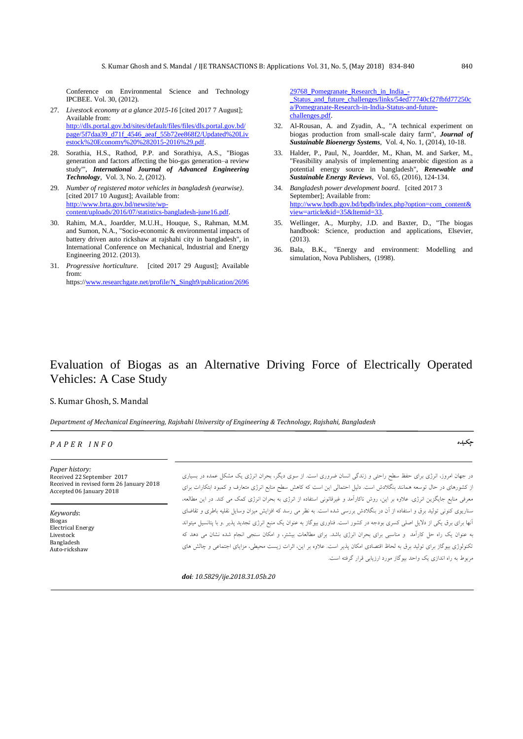Conference on Environmental Science and Technology IPCBEE. Vol. 30, (2012).

27. *Livestock economy at a glance 2015-16* [cited 2017 7 August]; Available from: http://dls.portal.gov.bd/sites/default/files/files/dls.portal.gov.bd/page/5f7daa39_d71f_4546_aeaf_55b72ee868f2/Updated%20Livestock%20Economy%20%282015-2016%29.pdf.
28. Sorathia, H.S., Rathod, P.P. and Sorathiya, A.S., "Biogas generation and factors affecting the bio-gas generation–a review study"', ***International Journal of Advanced Engineering Technology***, Vol. 3, No. 2, (2012).
29. *Number of registered motor vehicles in bangladesh (yearwise)*. [cited 2017 10 August]; Available from: http://www.brta.gov.bd/newsite/wp-content/uploads/2016/07/statistics-bangladesh-june16.pdf.
30. Rahim, M.A., Joardder, M.U.H., Houque, S., Rahman, M.M. and Sumon, N.A., "Socio-economic & environmental impacts of battery driven auto rickshaw at rajshahi city in bangladesh", in International Conference on Mechanical, Industrial and Energy Engineering 2012. (2013).
31. *Progressive horticulture*. [cited 2017 29 August]; Available from: https://www.researchgate.net/profile/N_Singh9/publication/269629768_Pomegranate_Research_in_India_-_Status_and_future_challenges/links/54ed77740cf27fbfd77250ca/Pomegranate-Research-in-India-Status-and-future-challenges.pdf.
32. Al-Rousan, A. and Zyadin, A., "A technical experiment on biogas production from small-scale dairy farm", ***Journal of Sustainable Bioenergy Systems***, Vol. 4, No. 1, (2014), 10-18.
33. Halder, P., Paul, N., Joardder, M., Khan, M. and Sarker, M., "Feasibility analysis of implementing anaerobic digestion as a potential energy source in bangladesh", ***Renewable and Sustainable Energy Reviews***, Vol. 65, (2016), 124-134.
34. *Bangladesh power development board*. [cited 2017 3 September]; Available from: http://www.bpdb.gov.bd/bpdb/index.php?option=com_content&view=article&id=35&Itemid=33.
35. Wellinger, A., Murphy, J.D. and Baxter, D., "The biogas handbook: Science, production and applications, Elsevier, (2013).
36. Bala, B.K., "Energy and environment: Modelling and simulation, Nova Publishers, (1998).

# Evaluation of Biogas as an Alternative Driving Force of Electrically Operated Vehicles: A Case Study

S. Kumar Ghosh, S. Mandal

*Department of Mechanical Engineering, Rajshahi University of Engineering & Technology, Rajshahi, Bangladesh*

*PAPER INFO*

*Paper history:*
Received 22 September 2017
Received in revised form 26 January 2018
Accepted 06 January 2018

*Keywords*:
Biogas
Electrical Energy
Livestock
Bangladesh
Auto-rickshaw

## چکیده

در جهان امروز، انرژی برای حفظ سطح راحتی و زندگی انسان ضروری است. از سوی دیگر، بحران انرژی یک مشکل عمده در بسیاری از کشورهای در حال توسعه همانند بنگلادش است. دلیل احتمالی این است که کاهش سطح منابع انرژی متعارف و کمبود ابتکارات برای معرفی منابع جایگزین انرژی. علاوه بر این، روش ناکارآمد و غیرقانونی استفاده از انرژی به بحران انرژی کمک می کند. در این مطالعه، سناریوی کنونی تولید برق و استفاده از آن در بنگلادش بررسی شده است. به نظر می رسد که افزایش میزان وسایل نقلیه باطری و تقاضای آنها برای برق یکی از دلایل اصلی کسری بودجه در کشور است. فناوری بیوگاز به عنوان یک منبع انرژی تجدید پذیر .و با پتانسیل میتواند به عنوان یک راه حل کارآمد و مناسبی برای بحران انرژی باشد. برای مطالعات بیشتر، و امکان سنجی انجام شده نشان می دهد که تکنولوژی بیوگاز برای تولید برق به لحاظ اقتصادی امکان پذیر است. علاوه بر این، اثرات زیست محیطی، مزایای اجتماعی و چالش های مربوط به راه اندازی یک واحد بیوگاز مورد ارزیابی قرار گرفته است.

***doi**: 10.5829/ije.2018.31.05b.20*